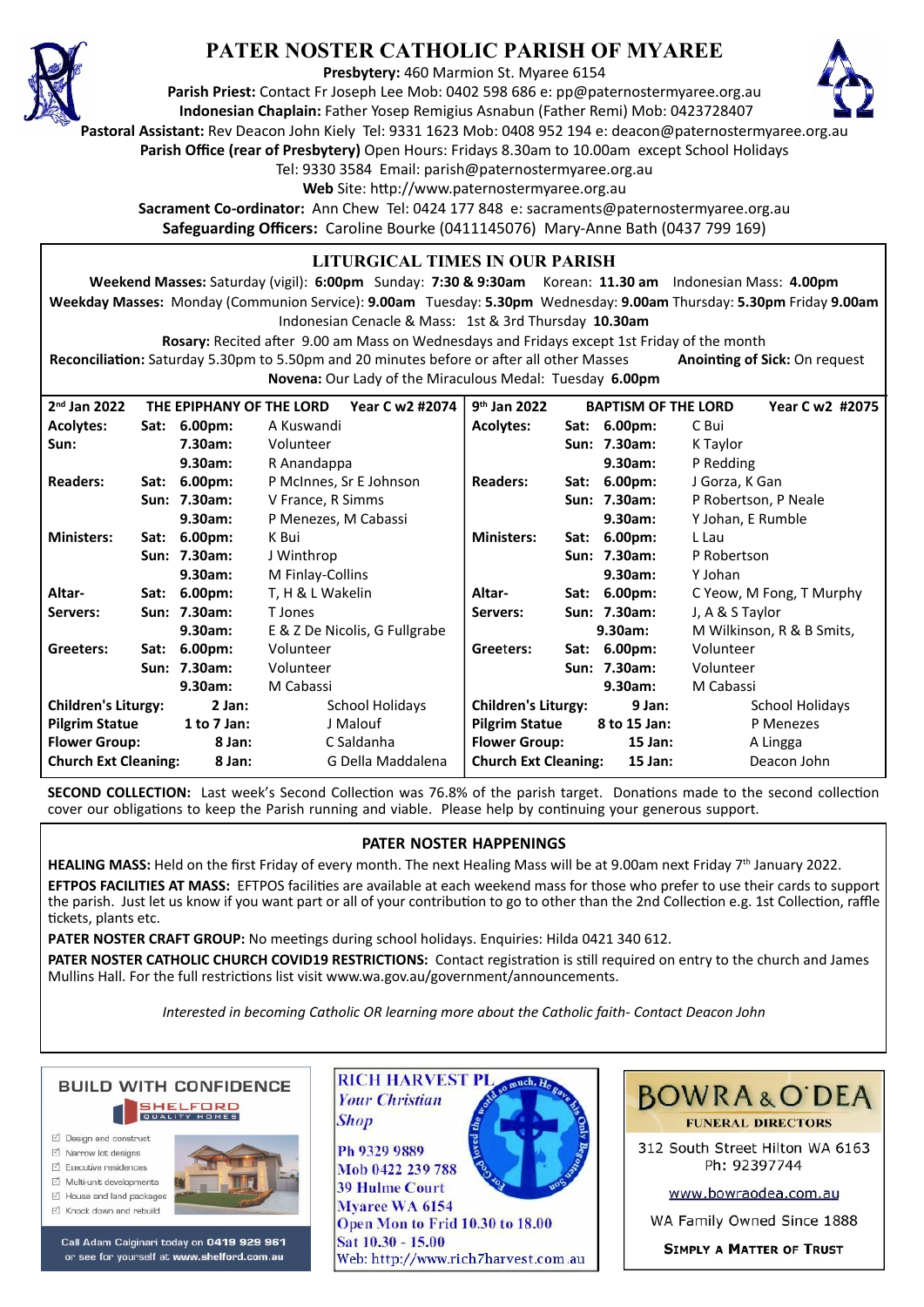# PATER NOSTER CATHOLIC PARISH OF MYAREE

**Presbytery:** 460 Marmion St. Myaree 6154

**Parish Priest:** Contact Fr Joseph Lee Mob: 0402 598 686 e: pp@paternostermyaree.org.au

**Indonesian Chaplain:** Father Yosep Remigius Asnabun (Father Remi) Mob: 0423728407

**Pastoral Assistant:** Rev Deacon John Kiely Tel: 9331 1623 Mob: 0408 952 194 e: deacon@paternostermyaree.org.au

**Parish Office (rear of Presbytery)** Open Hours: Fridays 8.30am to 10.00am except School Holidays

Tel: 9330 3584 Email: parish@paternostermyaree.org.au

**Web** Site: http://www.paternostermyaree.org.au

**Sacrament Co-ordinator:** Ann Chew Tel: 0424 177 848 e: sacraments@paternostermyaree.org.au

**Safeguarding Officers:** Caroline Bourke (0411145076) Mary-Anne Bath (0437 799 169)

## LITURGICAL TIMES IN OUR PARISH

**Weekend Masses:** Saturday (vigil): **6:00pm** Sunday: **7:30 & 9:30am** Korean: **11.30 am** Indonesian Mass: **4.00pm**

**Weekday Masses:** Monday (Communion Service): **9.00am** Tuesday: **5.30pm** Wednesday: **9.00am** Thursday: **5.30pm** Friday **9.00am**

Indonesian Cenacle & Mass: 1st & 3rd Thursday **10.30am**

**Rosary:** Recited after 9.00 am Mass on Wednesdays and Fridays except 1st Friday of the month

**Reconciliation:** Saturday 5.30pm to 5.50pm and 20 minutes before or after all other Masses **Anointing of Sick:** On request

**Novena:** Our Lady of the Miraculous Medal: Tuesday **6.00pm**

| **2nd Jan 2022** | | **THE EPIPHANY OF THE LORD** | **Year C w2 #2074** | **9th Jan 2022** | | **BAPTISM OF THE LORD** | **Year C w2 #2075** |
|---|---|---|---|---|---|---|---|
| **Acolytes:** | **Sat: 6.00pm:** | A Kuswandi | | **Acolytes:** | **Sat: 6.00pm:** | C Bui | |
| **Sun:** | **7.30am:** | Volunteer | | | **Sun: 7.30am:** | K Taylor | |
| | **9.30am:** | R Anandappa | | | **9.30am:** | P Redding | |
| **Readers:** | **Sat: 6.00pm:** | P McInnes, Sr E Johnson | | **Readers:** | **Sat: 6.00pm:** | J Gorza, K Gan | |
| | **Sun: 7.30am:** | V France, R Simms | | | **Sun: 7.30am:** | P Robertson, P Neale | |
| | **9.30am:** | P Menezes, M Cabassi | | | **9.30am:** | Y Johan, E Rumble | |
| **Ministers:** | **Sat: 6.00pm:** | K Bui | | **Ministers:** | **Sat: 6.00pm:** | L Lau | |
| | **Sun: 7.30am:** | J Winthrop | | | **Sun: 7.30am:** | P Robertson | |
| | **9.30am:** | M Finlay-Collins | | | **9.30am:** | Y Johan | |
| **Altar-** | **Sat: 6.00pm:** | T, H & L Wakelin | | **Altar-** | **Sat: 6.00pm:** | C Yeow, M Fong, T Murphy | |
| **Servers:** | **Sun: 7.30am:** | T Jones | | **Servers:** | **Sun: 7.30am:** | J, A & S Taylor | |
| | **9.30am:** | E & Z De Nicolis, G Fullgrabe | | | **9.30am:** | M Wilkinson, R & B Smits, | |
| **Greeters:** | **Sat: 6.00pm:** | Volunteer | | **Greeters:** | **Sat: 6.00pm:** | Volunteer | |
| | **Sun: 7.30am:** | Volunteer | | | **Sun: 7.30am:** | Volunteer | |
| | **9.30am:** | M Cabassi | | | **9.30am:** | M Cabassi | |
| **Children's Liturgy:** | **2 Jan:** | School Holidays | | **Children's Liturgy:** | **9 Jan:** | School Holidays | |
| **Pilgrim Statue** | **1 to 7 Jan:** | J Malouf | | **Pilgrim Statue** | **8 to 15 Jan:** | P Menezes | |
| **Flower Group:** | **8 Jan:** | C Saldanha | | **Flower Group:** | **15 Jan:** | A Lingga | |
| **Church Ext Cleaning:** | **8 Jan:** | G Della Maddalena | | **Church Ext Cleaning:** | **15 Jan:** | Deacon John | |

**SECOND COLLECTION:** Last week's Second Collection was 76.8% of the parish target. Donations made to the second collection cover our obligations to keep the Parish running and viable. Please help by continuing your generous support.

## PATER NOSTER HAPPENINGS

**HEALING MASS:** Held on the first Friday of every month. The next Healing Mass will be at 9.00am next Friday 7th January 2022.

**EFTPOS FACILITIES AT MASS:** EFTPOS facilities are available at each weekend mass for those who prefer to use their cards to support the parish. Just let us know if you want part or all of your contribution to go to other than the 2nd Collection e.g. 1st Collection, raffle tickets, plants etc.

**PATER NOSTER CRAFT GROUP:** No meetings during school holidays. Enquiries: Hilda 0421 340 612.

**PATER NOSTER CATHOLIC CHURCH COVID19 RESTRICTIONS:** Contact registration is still required on entry to the church and James Mullins Hall. For the full restrictions list visit www.wa.gov.au/government/announcements.

*Interested in becoming Catholic OR learning more about the Catholic faith- Contact Deacon John*

**BUILD WITH CONFIDENCE**

SHELFORD QUALITY HOMES

- Design and construct
- Narrow lot designs
- Executive residences
- Multi-unit developments
- House and land packages
- Knock down and rebuild

Call Adam Calginari today on **0419 929 961** or see for yourself at **www.shelford.com.au**

**RICH HARVEST PL**

*Your Christian Shop*

Ph 9329 9889
Mob 0422 239 788
39 Hulme Court
Myaree WA 6154
Open Mon to Frid 10.30 to 18.00
Sat 10.30 - 15.00
Web: http://www.rich7harvest.com.au

**BOWRA & O'DEA**

**FUNERAL DIRECTORS**

312 South Street Hilton WA 6163
Ph: 92397744

www.bowraodea.com.au

WA Family Owned Since 1888

**SIMPLY A MATTER OF TRUST**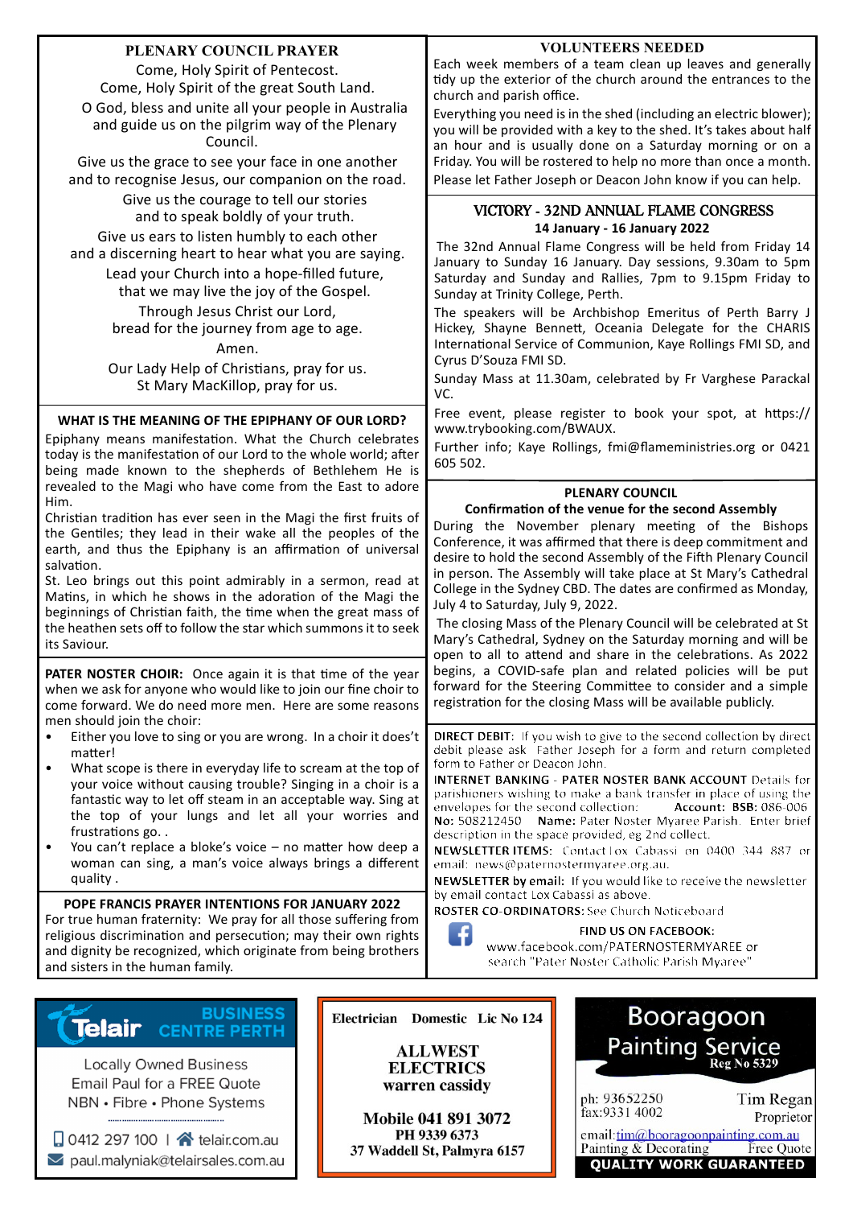## PLENARY COUNCIL PRAYER

Come, Holy Spirit of Pentecost.
Come, Holy Spirit of the great South Land.

O God, bless and unite all your people in Australia and guide us on the pilgrim way of the Plenary Council.

Give us the grace to see your face in one another and to recognise Jesus, our companion on the road.

Give us the courage to tell our stories and to speak boldly of your truth.

Give us ears to listen humbly to each other and a discerning heart to hear what you are saying.

Lead your Church into a hope-filled future, that we may live the joy of the Gospel.

Through Jesus Christ our Lord, bread for the journey from age to age.

Amen.

Our Lady Help of Christians, pray for us.
St Mary MacKillop, pray for us.

## WHAT IS THE MEANING OF THE EPIPHANY OF OUR LORD?

Epiphany means manifestation. What the Church celebrates today is the manifestation of our Lord to the whole world; after being made known to the shepherds of Bethlehem He is revealed to the Magi who have come from the East to adore Him.

Christian tradition has ever seen in the Magi the first fruits of the Gentiles; they lead in their wake all the peoples of the earth, and thus the Epiphany is an affirmation of universal salvation.

St. Leo brings out this point admirably in a sermon, read at Matins, in which he shows in the adoration of the Magi the beginnings of Christian faith, the time when the great mass of the heathen sets off to follow the star which summons it to seek its Saviour.

**PATER NOSTER CHOIR:** Once again it is that time of the year when we ask for anyone who would like to join our fine choir to come forward. We do need more men. Here are some reasons men should join the choir:

- Either you love to sing or you are wrong. In a choir it doesn't matter!
- What scope is there in everyday life to scream at the top of your voice without causing trouble? Singing in a choir is a fantastic way to let off steam in an acceptable way. Sing at the top of your lungs and let all your worries and frustrations go. .
- You can't replace a bloke's voice – no matter how deep a woman can sing, a man's voice always brings a different quality .

## POPE FRANCIS PRAYER INTENTIONS FOR JANUARY 2022

For true human fraternity: We pray for all those suffering from religious discrimination and persecution; may their own rights and dignity be recognized, which originate from being brothers and sisters in the human family.

## VOLUNTEERS NEEDED

Each week members of a team clean up leaves and generally tidy up the exterior of the church around the entrances to the church and parish office.

Everything you need is in the shed (including an electric blower); you will be provided with a key to the shed. It's takes about half an hour and is usually done on a Saturday morning or on a Friday. You will be rostered to help no more than once a month.

Please let Father Joseph or Deacon John know if you can help.

## VICTORY - 32ND ANNUAL FLAME CONGRESS

**14 January - 16 January 2022**

The 32nd Annual Flame Congress will be held from Friday 14 January to Sunday 16 January. Day sessions, 9.30am to 5pm Saturday and Sunday and Rallies, 7pm to 9.15pm Friday to Sunday at Trinity College, Perth.

The speakers will be Archbishop Emeritus of Perth Barry J Hickey, Shayne Bennett, Oceania Delegate for the CHARIS International Service of Communion, Kaye Rollings FMI SD, and Cyrus D'Souza FMI SD.

Sunday Mass at 11.30am, celebrated by Fr Varghese Parackal VC.

Free event, please register to book your spot, at https://www.trybooking.com/BWAUX.

Further info; Kaye Rollings, fmi@flameministries.org or 0421 605 502.

## PLENARY COUNCIL

**Confirmation of the venue for the second Assembly**

During the November plenary meeting of the Bishops Conference, it was affirmed that there is deep commitment and desire to hold the second Assembly of the Fifth Plenary Council in person. The Assembly will take place at St Mary's Cathedral College in the Sydney CBD. The dates are confirmed as Monday, July 4 to Saturday, July 9, 2022.

The closing Mass of the Plenary Council will be celebrated at St Mary's Cathedral, Sydney on the Saturday morning and will be open to all to attend and share in the celebrations. As 2022 begins, a COVID-safe plan and related policies will be put forward for the Steering Committee to consider and a simple registration for the closing Mass will be available publicly.

**DIRECT DEBIT**: If you wish to give to the second collection by direct debit please ask Father Joseph for a form and return completed form to Father or Deacon John.

**INTERNET BANKING - PATER NOSTER BANK ACCOUNT** Details for parishioners wishing to make a bank transfer in place of using the envelopes for the second collection: **Account: BSB:** 086-006 **No:** 508212450 **Name:** Pater Noster Myaree Parish. Enter brief description in the space provided, eg 2nd collect.

**NEWSLETTER ITEMS:** Contact Lox Cabassi on 0400 344 887 or email: news@paternostermyaree.org.au.

**NEWSLETTER by email:** If you would like to receive the newsletter by email contact Lox Cabassi as above.

**ROSTER CO-ORDINATORS:** See Church Noticeboard

**FIND US ON FACEBOOK:**
www.facebook.com/PATERNOSTERMYAREE or search "Pater Noster Catholic Parish Myaree"

---

**Telair BUSINESS CENTRE PERTH**

Locally Owned Business
Email Paul for a FREE Quote
NBN • Fibre • Phone Systems

0412 297 100 | telair.com.au
paul.malyniak@telairsales.com.au

---

**Electrician Domestic Lic No 124**

**ALLWEST ELECTRICS**
**warren cassidy**

**Mobile 041 891 3072**
**PH 9339 6373**
**37 Waddell St, Palmyra 6157**

---

**Booragoon Painting Service**
**Reg No 5329**

ph: 93652250
fax:9331 4002

Tim Regan
Proprietor

email:tim@booragoonpainting.com.au
Painting & Decorating Free Quote

**QUALITY WORK GUARANTEED**